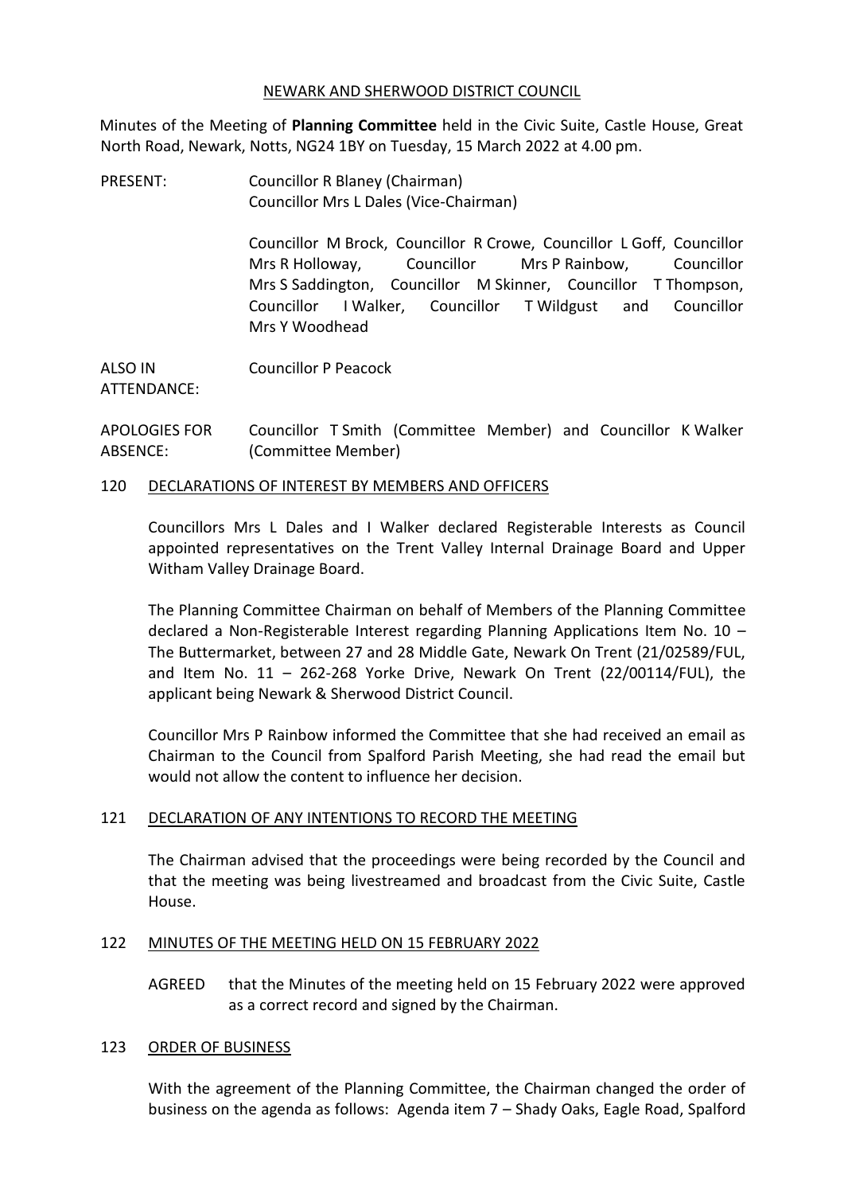NEWARK AND SHERWOOD DISTRICT COUNCIL

Minutes of the Meeting of **Planning Committee** held in the Civic Suite, Castle House, Great North Road, Newark, Notts, NG24 1BY on Tuesday, 15 March 2022 at 4.00 pm.

PRESENT: Councillor R Blaney (Chairman)
Councillor Mrs L Dales (Vice-Chairman)

Councillor M Brock, Councillor R Crowe, Councillor L Goff, Councillor Mrs R Holloway, Councillor Mrs P Rainbow, Councillor Mrs S Saddington, Councillor M Skinner, Councillor T Thompson, Councillor I Walker, Councillor T Wildgust and Councillor Mrs Y Woodhead

ALSO IN ATTENDANCE: Councillor P Peacock

APOLOGIES FOR ABSENCE: Councillor T Smith (Committee Member) and Councillor K Walker (Committee Member)

## 120 DECLARATIONS OF INTEREST BY MEMBERS AND OFFICERS

Councillors Mrs L Dales and I Walker declared Registerable Interests as Council appointed representatives on the Trent Valley Internal Drainage Board and Upper Witham Valley Drainage Board.

The Planning Committee Chairman on behalf of Members of the Planning Committee declared a Non-Registerable Interest regarding Planning Applications Item No. 10 – The Buttermarket, between 27 and 28 Middle Gate, Newark On Trent (21/02589/FUL, and Item No. 11 – 262-268 Yorke Drive, Newark On Trent (22/00114/FUL), the applicant being Newark & Sherwood District Council.

Councillor Mrs P Rainbow informed the Committee that she had received an email as Chairman to the Council from Spalford Parish Meeting, she had read the email but would not allow the content to influence her decision.

## 121 DECLARATION OF ANY INTENTIONS TO RECORD THE MEETING

The Chairman advised that the proceedings were being recorded by the Council and that the meeting was being livestreamed and broadcast from the Civic Suite, Castle House.

## 122 MINUTES OF THE MEETING HELD ON 15 FEBRUARY 2022

AGREED that the Minutes of the meeting held on 15 February 2022 were approved as a correct record and signed by the Chairman.

## 123 ORDER OF BUSINESS

With the agreement of the Planning Committee, the Chairman changed the order of business on the agenda as follows: Agenda item 7 – Shady Oaks, Eagle Road, Spalford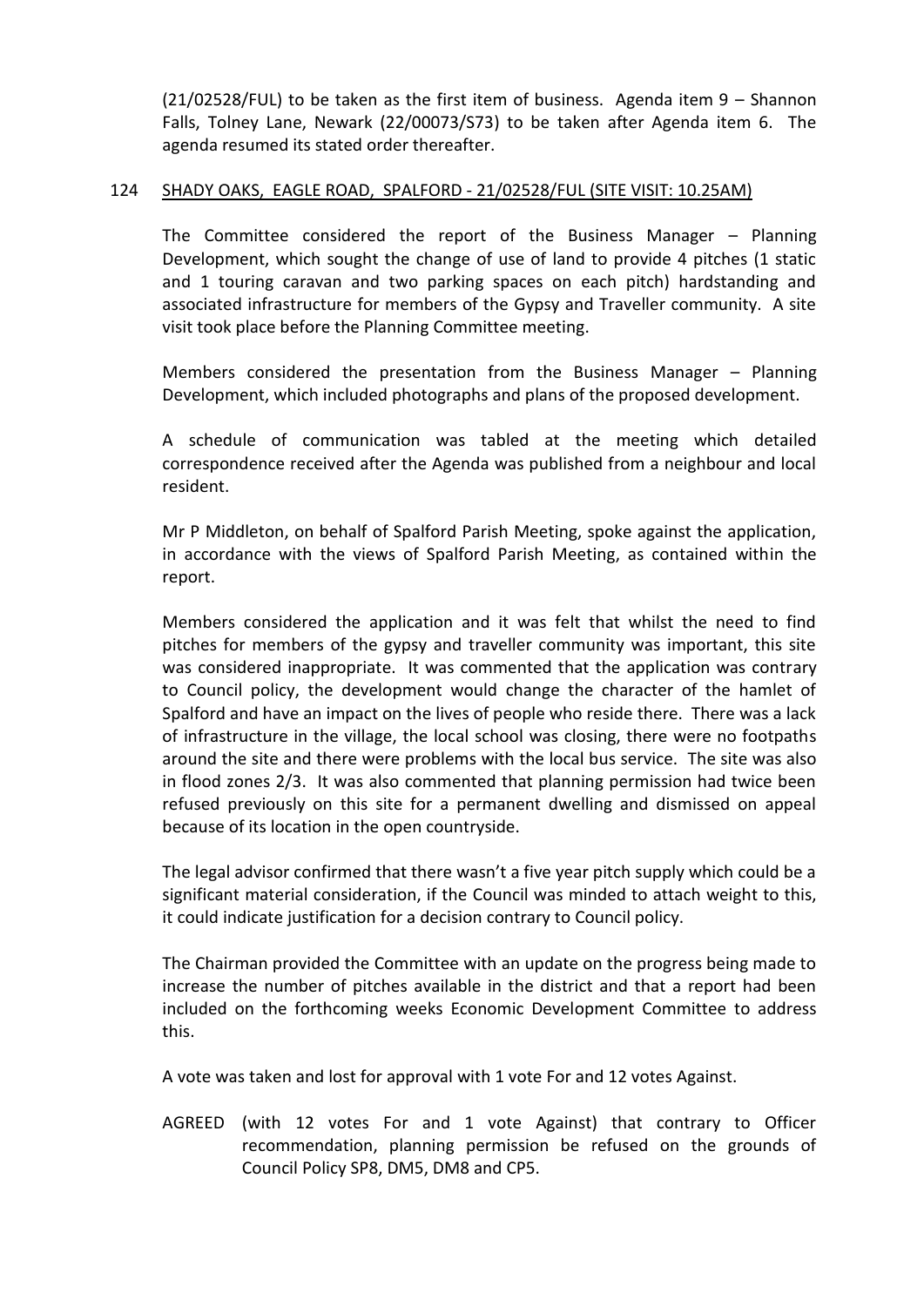(21/02528/FUL) to be taken as the first item of business. Agenda item 9 – Shannon Falls, Tolney Lane, Newark (22/00073/S73) to be taken after Agenda item 6. The agenda resumed its stated order thereafter.

## 124 SHADY OAKS, EAGLE ROAD, SPALFORD - 21/02528/FUL (SITE VISIT: 10.25AM)

The Committee considered the report of the Business Manager – Planning Development, which sought the change of use of land to provide 4 pitches (1 static and 1 touring caravan and two parking spaces on each pitch) hardstanding and associated infrastructure for members of the Gypsy and Traveller community. A site visit took place before the Planning Committee meeting.

Members considered the presentation from the Business Manager – Planning Development, which included photographs and plans of the proposed development.

A schedule of communication was tabled at the meeting which detailed correspondence received after the Agenda was published from a neighbour and local resident.

Mr P Middleton, on behalf of Spalford Parish Meeting, spoke against the application, in accordance with the views of Spalford Parish Meeting, as contained within the report.

Members considered the application and it was felt that whilst the need to find pitches for members of the gypsy and traveller community was important, this site was considered inappropriate. It was commented that the application was contrary to Council policy, the development would change the character of the hamlet of Spalford and have an impact on the lives of people who reside there. There was a lack of infrastructure in the village, the local school was closing, there were no footpaths around the site and there were problems with the local bus service. The site was also in flood zones 2/3. It was also commented that planning permission had twice been refused previously on this site for a permanent dwelling and dismissed on appeal because of its location in the open countryside.

The legal advisor confirmed that there wasn't a five year pitch supply which could be a significant material consideration, if the Council was minded to attach weight to this, it could indicate justification for a decision contrary to Council policy.

The Chairman provided the Committee with an update on the progress being made to increase the number of pitches available in the district and that a report had been included on the forthcoming weeks Economic Development Committee to address this.

A vote was taken and lost for approval with 1 vote For and 12 votes Against.

AGREED (with 12 votes For and 1 vote Against) that contrary to Officer recommendation, planning permission be refused on the grounds of Council Policy SP8, DM5, DM8 and CP5.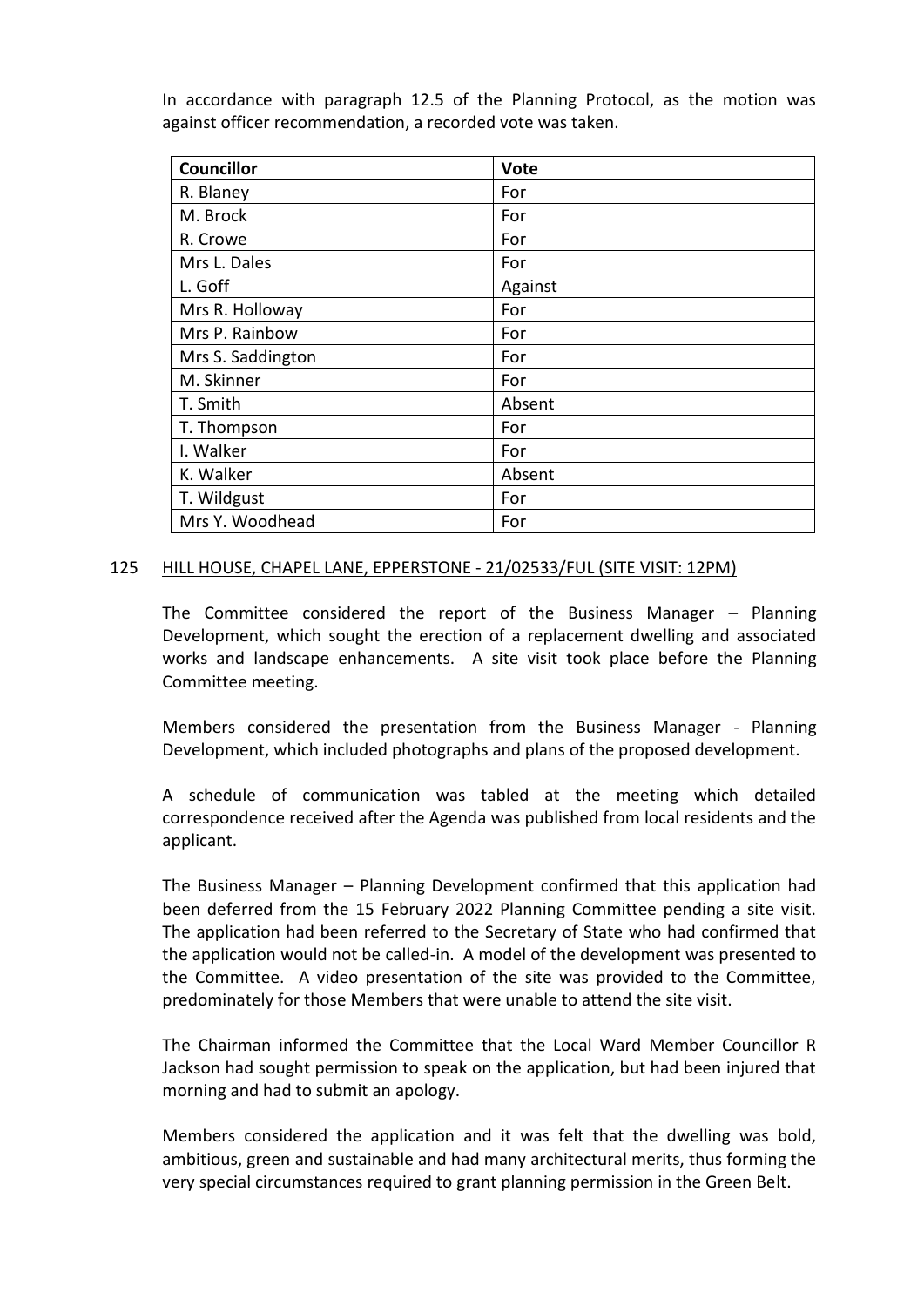In accordance with paragraph 12.5 of the Planning Protocol, as the motion was against officer recommendation, a recorded vote was taken.

| Councillor | Vote |
| --- | --- |
| R. Blaney | For |
| M. Brock | For |
| R. Crowe | For |
| Mrs L. Dales | For |
| L. Goff | Against |
| Mrs R. Holloway | For |
| Mrs P. Rainbow | For |
| Mrs S. Saddington | For |
| M. Skinner | For |
| T. Smith | Absent |
| T. Thompson | For |
| I. Walker | For |
| K. Walker | Absent |
| T. Wildgust | For |
| Mrs Y. Woodhead | For |

## 125 HILL HOUSE, CHAPEL LANE, EPPERSTONE - 21/02533/FUL (SITE VISIT: 12PM)

The Committee considered the report of the Business Manager – Planning Development, which sought the erection of a replacement dwelling and associated works and landscape enhancements. A site visit took place before the Planning Committee meeting.

Members considered the presentation from the Business Manager - Planning Development, which included photographs and plans of the proposed development.

A schedule of communication was tabled at the meeting which detailed correspondence received after the Agenda was published from local residents and the applicant.

The Business Manager – Planning Development confirmed that this application had been deferred from the 15 February 2022 Planning Committee pending a site visit. The application had been referred to the Secretary of State who had confirmed that the application would not be called-in. A model of the development was presented to the Committee. A video presentation of the site was provided to the Committee, predominately for those Members that were unable to attend the site visit.

The Chairman informed the Committee that the Local Ward Member Councillor R Jackson had sought permission to speak on the application, but had been injured that morning and had to submit an apology.

Members considered the application and it was felt that the dwelling was bold, ambitious, green and sustainable and had many architectural merits, thus forming the very special circumstances required to grant planning permission in the Green Belt.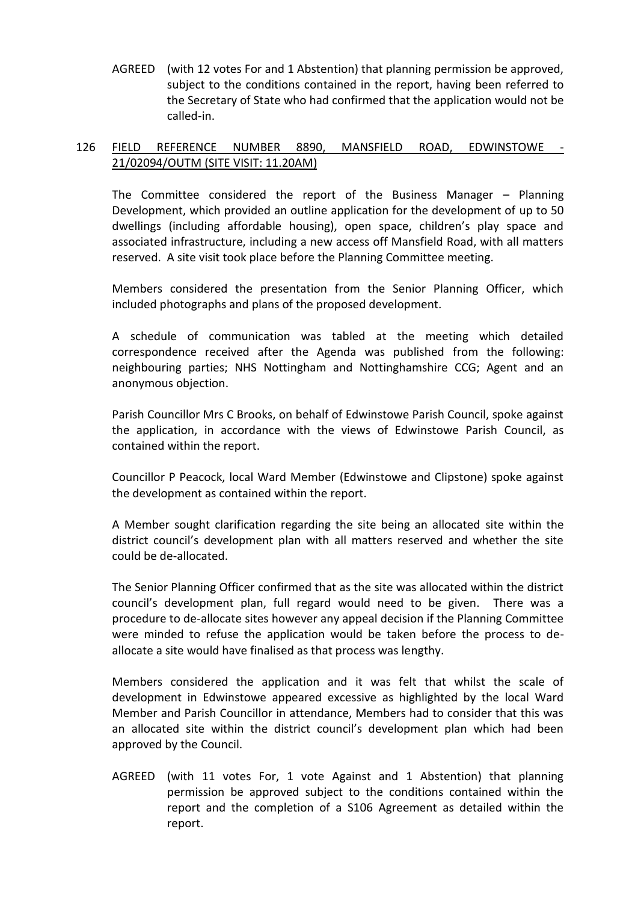AGREED (with 12 votes For and 1 Abstention) that planning permission be approved, subject to the conditions contained in the report, having been referred to the Secretary of State who had confirmed that the application would not be called-in.

## 126 FIELD REFERENCE NUMBER 8890, MANSFIELD ROAD, EDWINSTOWE - 21/02094/OUTM (SITE VISIT: 11.20AM)

The Committee considered the report of the Business Manager – Planning Development, which provided an outline application for the development of up to 50 dwellings (including affordable housing), open space, children's play space and associated infrastructure, including a new access off Mansfield Road, with all matters reserved. A site visit took place before the Planning Committee meeting.

Members considered the presentation from the Senior Planning Officer, which included photographs and plans of the proposed development.

A schedule of communication was tabled at the meeting which detailed correspondence received after the Agenda was published from the following: neighbouring parties; NHS Nottingham and Nottinghamshire CCG; Agent and an anonymous objection.

Parish Councillor Mrs C Brooks, on behalf of Edwinstowe Parish Council, spoke against the application, in accordance with the views of Edwinstowe Parish Council, as contained within the report.

Councillor P Peacock, local Ward Member (Edwinstowe and Clipstone) spoke against the development as contained within the report.

A Member sought clarification regarding the site being an allocated site within the district council's development plan with all matters reserved and whether the site could be de-allocated.

The Senior Planning Officer confirmed that as the site was allocated within the district council's development plan, full regard would need to be given. There was a procedure to de-allocate sites however any appeal decision if the Planning Committee were minded to refuse the application would be taken before the process to de-allocate a site would have finalised as that process was lengthy.

Members considered the application and it was felt that whilst the scale of development in Edwinstowe appeared excessive as highlighted by the local Ward Member and Parish Councillor in attendance, Members had to consider that this was an allocated site within the district council's development plan which had been approved by the Council.

AGREED (with 11 votes For, 1 vote Against and 1 Abstention) that planning permission be approved subject to the conditions contained within the report and the completion of a S106 Agreement as detailed within the report.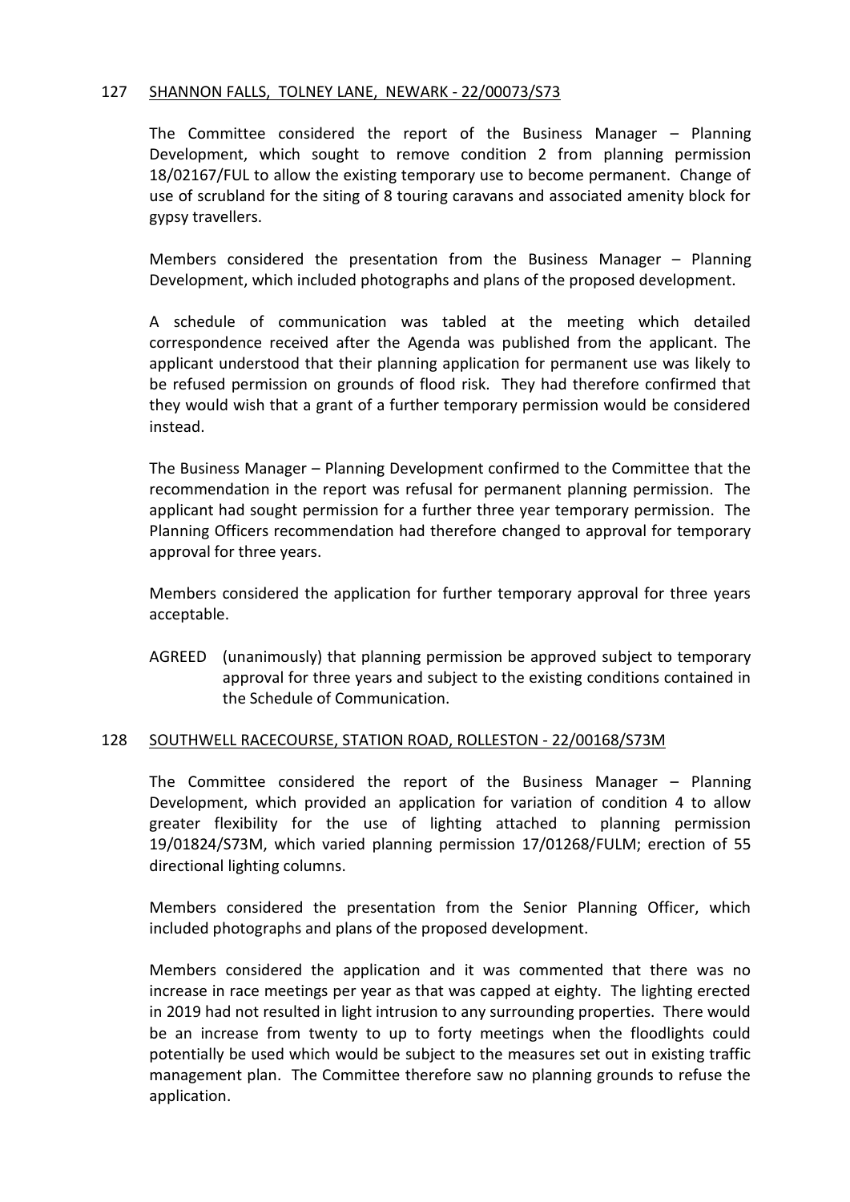## 127 SHANNON FALLS, TOLNEY LANE, NEWARK - 22/00073/S73

The Committee considered the report of the Business Manager – Planning Development, which sought to remove condition 2 from planning permission 18/02167/FUL to allow the existing temporary use to become permanent. Change of use of scrubland for the siting of 8 touring caravans and associated amenity block for gypsy travellers.

Members considered the presentation from the Business Manager – Planning Development, which included photographs and plans of the proposed development.

A schedule of communication was tabled at the meeting which detailed correspondence received after the Agenda was published from the applicant. The applicant understood that their planning application for permanent use was likely to be refused permission on grounds of flood risk. They had therefore confirmed that they would wish that a grant of a further temporary permission would be considered instead.

The Business Manager – Planning Development confirmed to the Committee that the recommendation in the report was refusal for permanent planning permission. The applicant had sought permission for a further three year temporary permission. The Planning Officers recommendation had therefore changed to approval for temporary approval for three years.

Members considered the application for further temporary approval for three years acceptable.

AGREED (unanimously) that planning permission be approved subject to temporary approval for three years and subject to the existing conditions contained in the Schedule of Communication.

## 128 SOUTHWELL RACECOURSE, STATION ROAD, ROLLESTON - 22/00168/S73M

The Committee considered the report of the Business Manager – Planning Development, which provided an application for variation of condition 4 to allow greater flexibility for the use of lighting attached to planning permission 19/01824/S73M, which varied planning permission 17/01268/FULM; erection of 55 directional lighting columns.

Members considered the presentation from the Senior Planning Officer, which included photographs and plans of the proposed development.

Members considered the application and it was commented that there was no increase in race meetings per year as that was capped at eighty. The lighting erected in 2019 had not resulted in light intrusion to any surrounding properties. There would be an increase from twenty to up to forty meetings when the floodlights could potentially be used which would be subject to the measures set out in existing traffic management plan. The Committee therefore saw no planning grounds to refuse the application.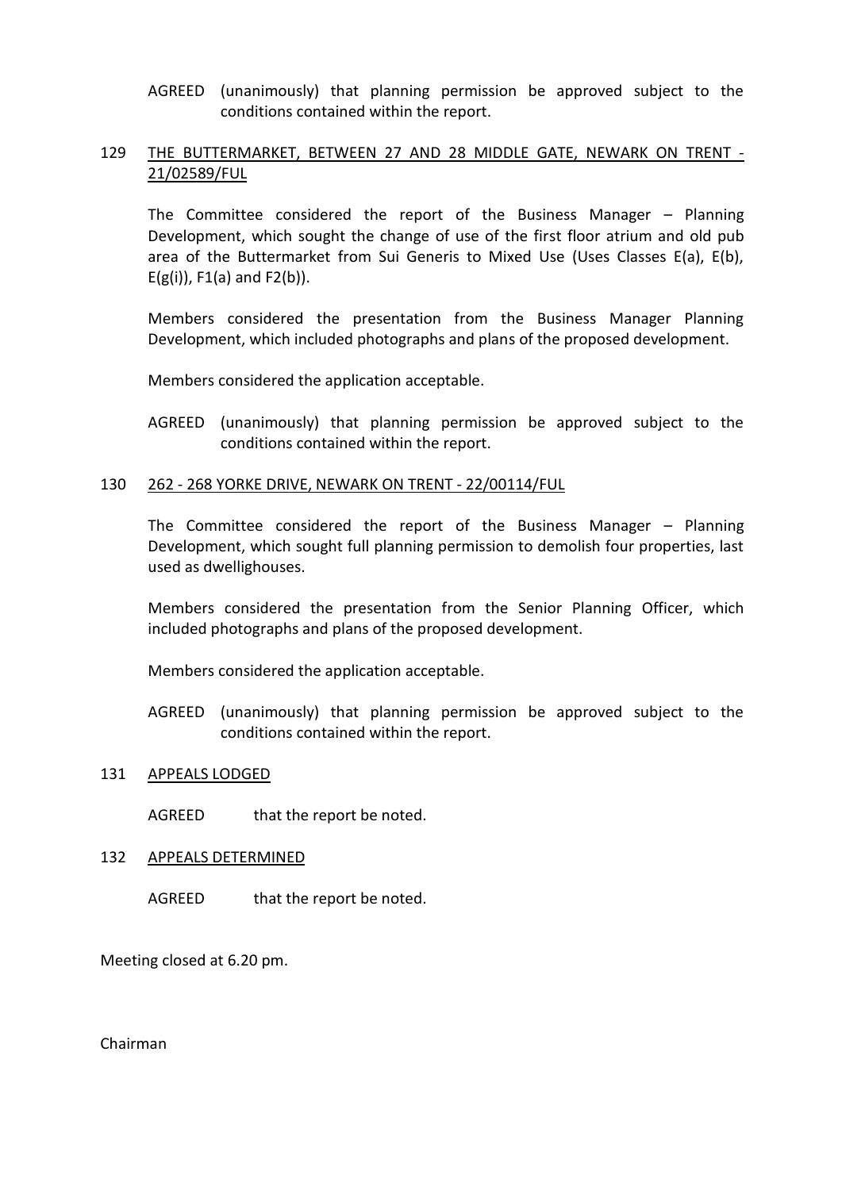AGREED (unanimously) that planning permission be approved subject to the conditions contained within the report.

## 129 THE BUTTERMARKET, BETWEEN 27 AND 28 MIDDLE GATE, NEWARK ON TRENT - 21/02589/FUL

The Committee considered the report of the Business Manager – Planning Development, which sought the change of use of the first floor atrium and old pub area of the Buttermarket from Sui Generis to Mixed Use (Uses Classes E(a), E(b), E(g(i)), F1(a) and F2(b)).

Members considered the presentation from the Business Manager Planning Development, which included photographs and plans of the proposed development.

Members considered the application acceptable.

AGREED (unanimously) that planning permission be approved subject to the conditions contained within the report.

## 130 262 - 268 YORKE DRIVE, NEWARK ON TRENT - 22/00114/FUL

The Committee considered the report of the Business Manager – Planning Development, which sought full planning permission to demolish four properties, last used as dwellighouses.

Members considered the presentation from the Senior Planning Officer, which included photographs and plans of the proposed development.

Members considered the application acceptable.

AGREED (unanimously) that planning permission be approved subject to the conditions contained within the report.

## 131 APPEALS LODGED

AGREED that the report be noted.

## 132 APPEALS DETERMINED

AGREED that the report be noted.

Meeting closed at 6.20 pm.

Chairman